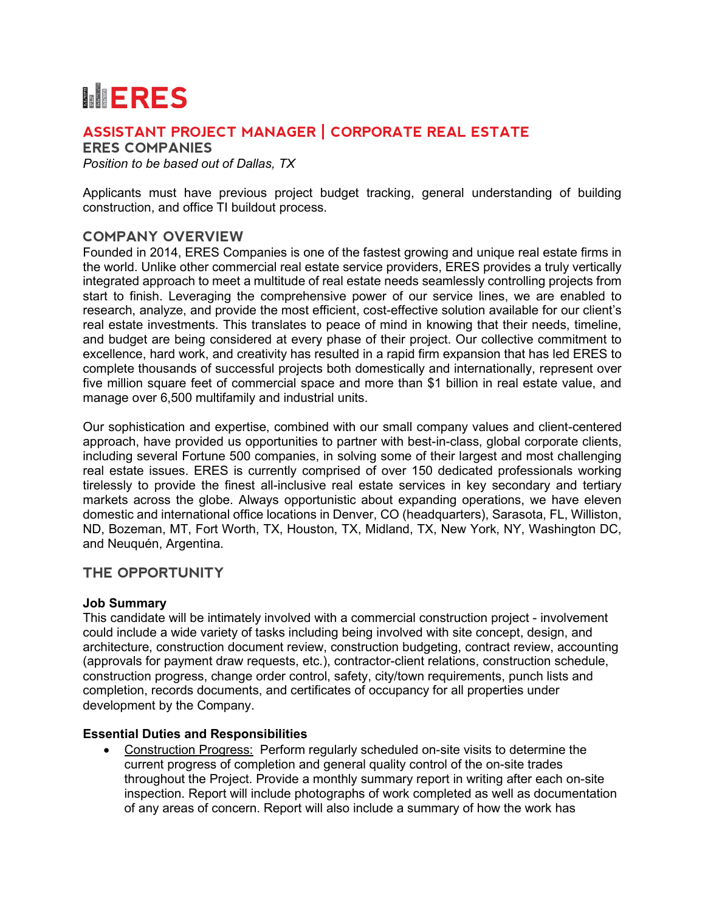# ERES

## ASSISTANT PROJECT MANAGER | CORPORATE REAL ESTATE

### ERES COMPANIES

*Position to be based out of Dallas, TX*

Applicants must have previous project budget tracking, general understanding of building construction, and office TI buildout process.

## COMPANY OVERVIEW

Founded in 2014, ERES Companies is one of the fastest growing and unique real estate firms in the world. Unlike other commercial real estate service providers, ERES provides a truly vertically integrated approach to meet a multitude of real estate needs seamlessly controlling projects from start to finish. Leveraging the comprehensive power of our service lines, we are enabled to research, analyze, and provide the most efficient, cost-effective solution available for our client's real estate investments. This translates to peace of mind in knowing that their needs, timeline, and budget are being considered at every phase of their project. Our collective commitment to excellence, hard work, and creativity has resulted in a rapid firm expansion that has led ERES to complete thousands of successful projects both domestically and internationally, represent over five million square feet of commercial space and more than $1 billion in real estate value, and manage over 6,500 multifamily and industrial units.

Our sophistication and expertise, combined with our small company values and client-centered approach, have provided us opportunities to partner with best-in-class, global corporate clients, including several Fortune 500 companies, in solving some of their largest and most challenging real estate issues. ERES is currently comprised of over 150 dedicated professionals working tirelessly to provide the finest all-inclusive real estate services in key secondary and tertiary markets across the globe. Always opportunistic about expanding operations, we have eleven domestic and international office locations in Denver, CO (headquarters), Sarasota, FL, Williston, ND, Bozeman, MT, Fort Worth, TX, Houston, TX, Midland, TX, New York, NY, Washington DC, and Neuquén, Argentina.

## THE OPPORTUNITY

**Job Summary**

This candidate will be intimately involved with a commercial construction project - involvement could include a wide variety of tasks including being involved with site concept, design, and architecture, construction document review, construction budgeting, contract review, accounting (approvals for payment draw requests, etc.), contractor-client relations, construction schedule, construction progress, change order control, safety, city/town requirements, punch lists and completion, records documents, and certificates of occupancy for all properties under development by the Company.

**Essential Duties and Responsibilities**

- Construction Progress: Perform regularly scheduled on-site visits to determine the current progress of completion and general quality control of the on-site trades throughout the Project. Provide a monthly summary report in writing after each on-site inspection. Report will include photographs of work completed as well as documentation of any areas of concern. Report will also include a summary of how the work has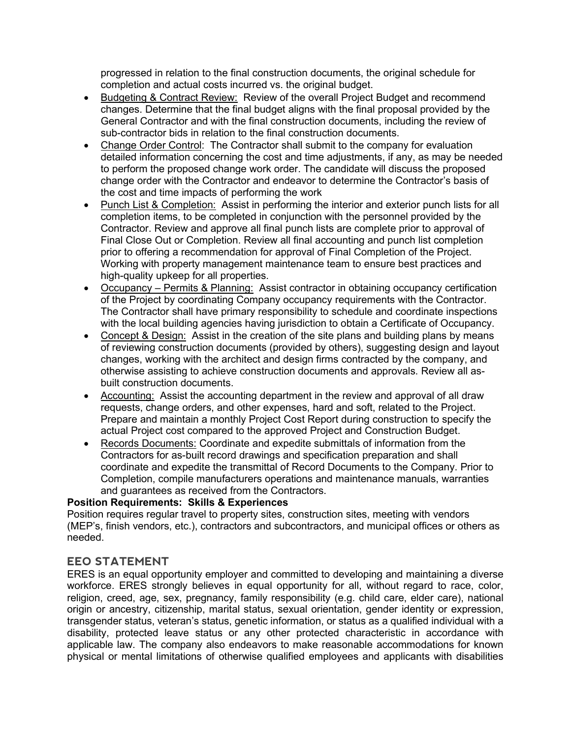progressed in relation to the final construction documents, the original schedule for completion and actual costs incurred vs. the original budget.

- Budgeting & Contract Review: Review of the overall Project Budget and recommend changes. Determine that the final budget aligns with the final proposal provided by the General Contractor and with the final construction documents, including the review of sub-contractor bids in relation to the final construction documents.
- Change Order Control: The Contractor shall submit to the company for evaluation detailed information concerning the cost and time adjustments, if any, as may be needed to perform the proposed change work order. The candidate will discuss the proposed change order with the Contractor and endeavor to determine the Contractor's basis of the cost and time impacts of performing the work
- Punch List & Completion: Assist in performing the interior and exterior punch lists for all completion items, to be completed in conjunction with the personnel provided by the Contractor. Review and approve all final punch lists are complete prior to approval of Final Close Out or Completion. Review all final accounting and punch list completion prior to offering a recommendation for approval of Final Completion of the Project. Working with property management maintenance team to ensure best practices and high-quality upkeep for all properties.
- Occupancy – Permits & Planning: Assist contractor in obtaining occupancy certification of the Project by coordinating Company occupancy requirements with the Contractor. The Contractor shall have primary responsibility to schedule and coordinate inspections with the local building agencies having jurisdiction to obtain a Certificate of Occupancy.
- Concept & Design: Assist in the creation of the site plans and building plans by means of reviewing construction documents (provided by others), suggesting design and layout changes, working with the architect and design firms contracted by the company, and otherwise assisting to achieve construction documents and approvals. Review all as-built construction documents.
- Accounting: Assist the accounting department in the review and approval of all draw requests, change orders, and other expenses, hard and soft, related to the Project. Prepare and maintain a monthly Project Cost Report during construction to specify the actual Project cost compared to the approved Project and Construction Budget.
- Records Documents: Coordinate and expedite submittals of information from the Contractors for as-built record drawings and specification preparation and shall coordinate and expedite the transmittal of Record Documents to the Company. Prior to Completion, compile manufacturers operations and maintenance manuals, warranties and guarantees as received from the Contractors.

**Position Requirements: Skills & Experiences**

Position requires regular travel to property sites, construction sites, meeting with vendors (MEP's, finish vendors, etc.), contractors and subcontractors, and municipal offices or others as needed.

## EEO STATEMENT

ERES is an equal opportunity employer and committed to developing and maintaining a diverse workforce. ERES strongly believes in equal opportunity for all, without regard to race, color, religion, creed, age, sex, pregnancy, family responsibility (e.g. child care, elder care), national origin or ancestry, citizenship, marital status, sexual orientation, gender identity or expression, transgender status, veteran's status, genetic information, or status as a qualified individual with a disability, protected leave status or any other protected characteristic in accordance with applicable law. The company also endeavors to make reasonable accommodations for known physical or mental limitations of otherwise qualified employees and applicants with disabilities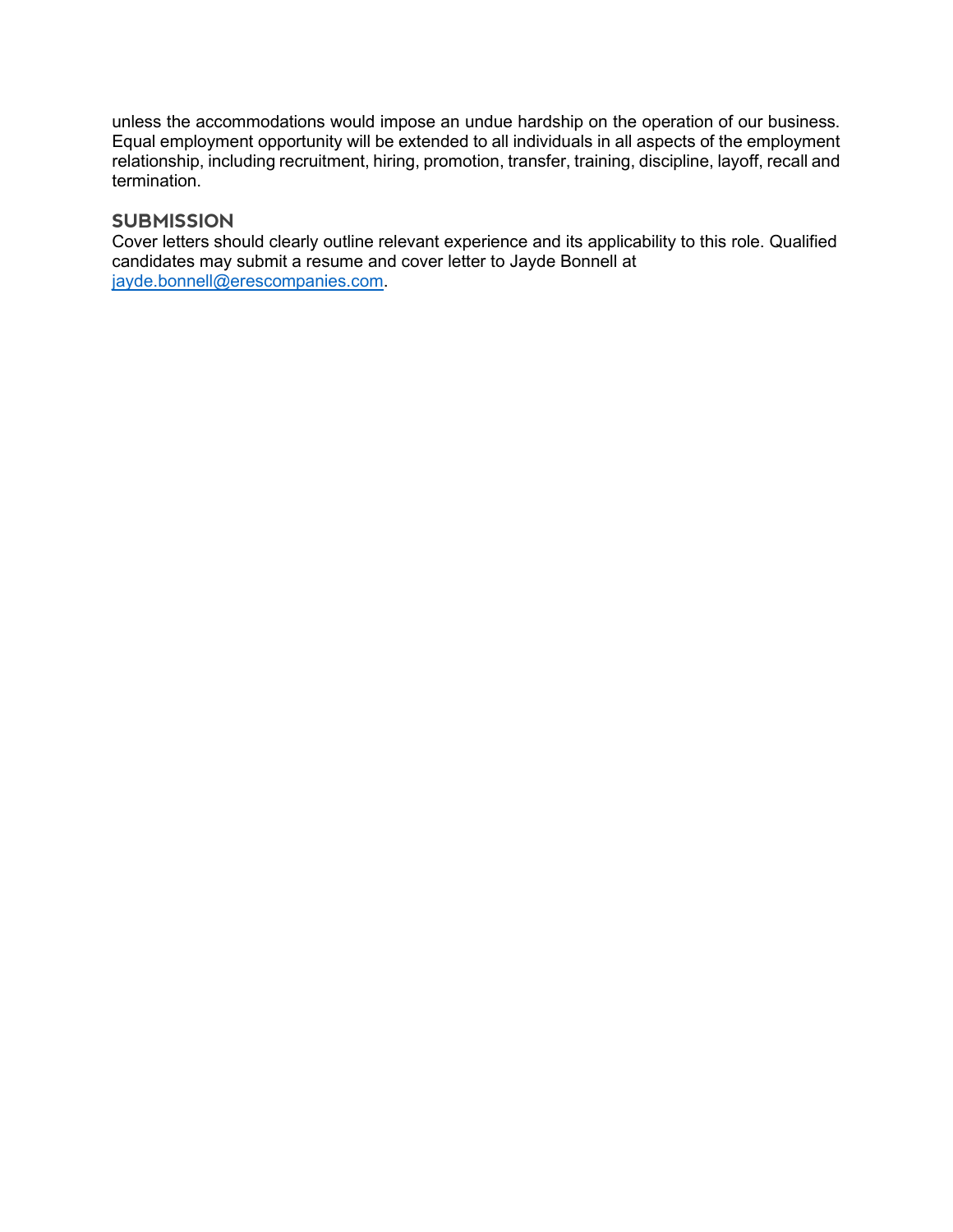unless the accommodations would impose an undue hardship on the operation of our business. Equal employment opportunity will be extended to all individuals in all aspects of the employment relationship, including recruitment, hiring, promotion, transfer, training, discipline, layoff, recall and termination.

## SUBMISSION

Cover letters should clearly outline relevant experience and its applicability to this role. Qualified candidates may submit a resume and cover letter to Jayde Bonnell at [jayde.bonnell@erescompanies.com](mailto:jayde.bonnell@erescompanies.com).